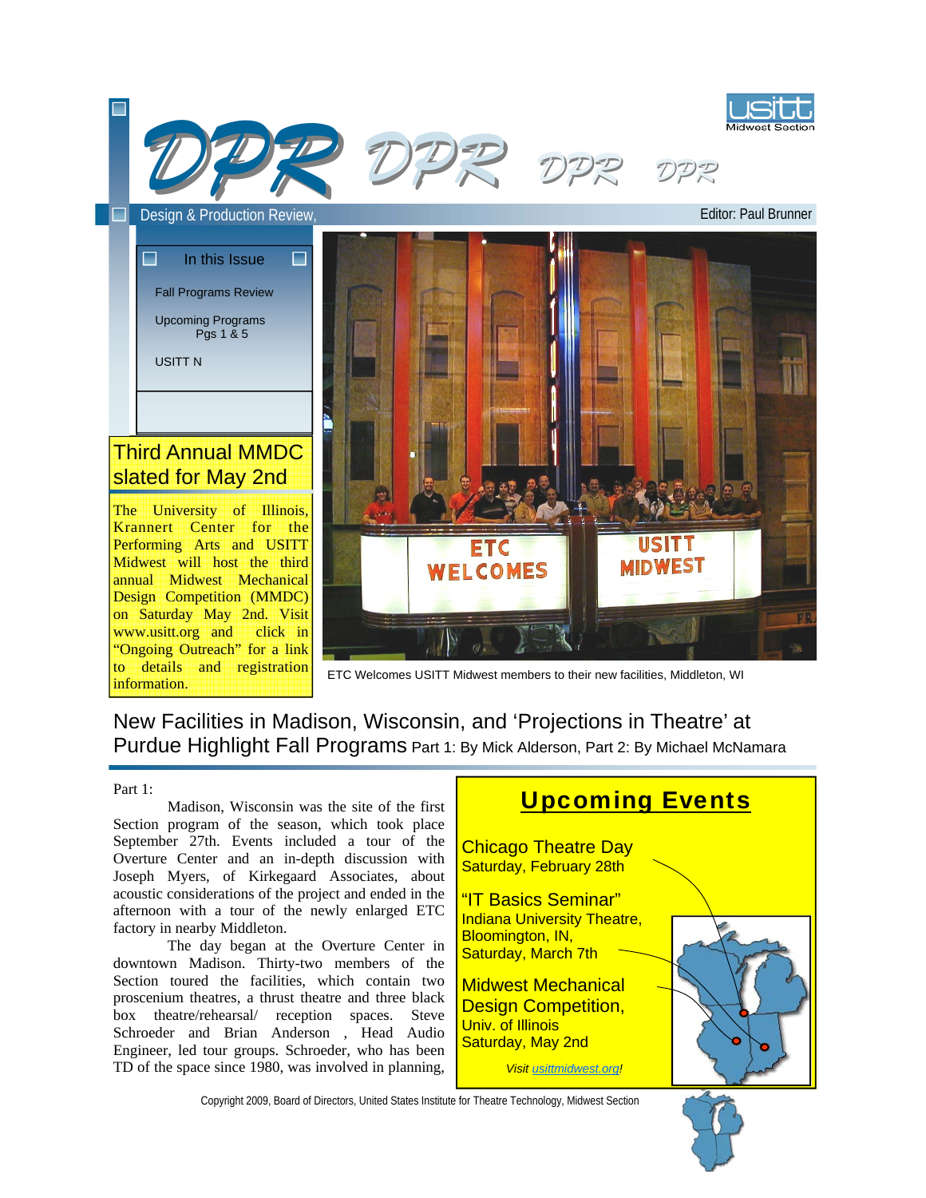# DPR DPR DPR DPR

Design & Production Review,

Editor: Paul Brunner

**In this Issue**

Fall Programs Review

Upcoming Programs
Pgs 1 & 5

USITT N

## Third Annual MMDC slated for May 2nd

The University of Illinois, Krannert Center for the Performing Arts and USITT Midwest will host the third annual Midwest Mechanical Design Competition (MMDC) on Saturday May 2nd. Visit www.usitt.org and click in "Ongoing Outreach" for a link to details and registration information.

ETC Welcomes USITT Midwest members to their new facilities, Middleton, WI

## New Facilities in Madison, Wisconsin, and 'Projections in Theatre' at Purdue Highlight Fall Programs

Part 1: By Mick Alderson, Part 2: By Michael McNamara

Part 1:

Madison, Wisconsin was the site of the first Section program of the season, which took place September 27th. Events included a tour of the Overture Center and an in-depth discussion with Joseph Myers, of Kirkegaard Associates, about acoustic considerations of the project and ended in the afternoon with a tour of the newly enlarged ETC factory in nearby Middleton.

The day began at the Overture Center in downtown Madison. Thirty-two members of the Section toured the facilities, which contain two proscenium theatres, a thrust theatre and three black box theatre/rehearsal/ reception spaces. Steve Schroeder and Brian Anderson , Head Audio Engineer, led tour groups. Schroeder, who has been TD of the space since 1980, was involved in planning,

## Upcoming Events

Chicago Theatre Day
Saturday, February 28th

"IT Basics Seminar"
Indiana University Theatre, Bloomington, IN,
Saturday, March 7th

Midwest Mechanical Design Competition,
Univ. of Illinois
Saturday, May 2nd

*Visit usittmidwest.org!*

Copyright 2009, Board of Directors, United States Institute for Theatre Technology, Midwest Section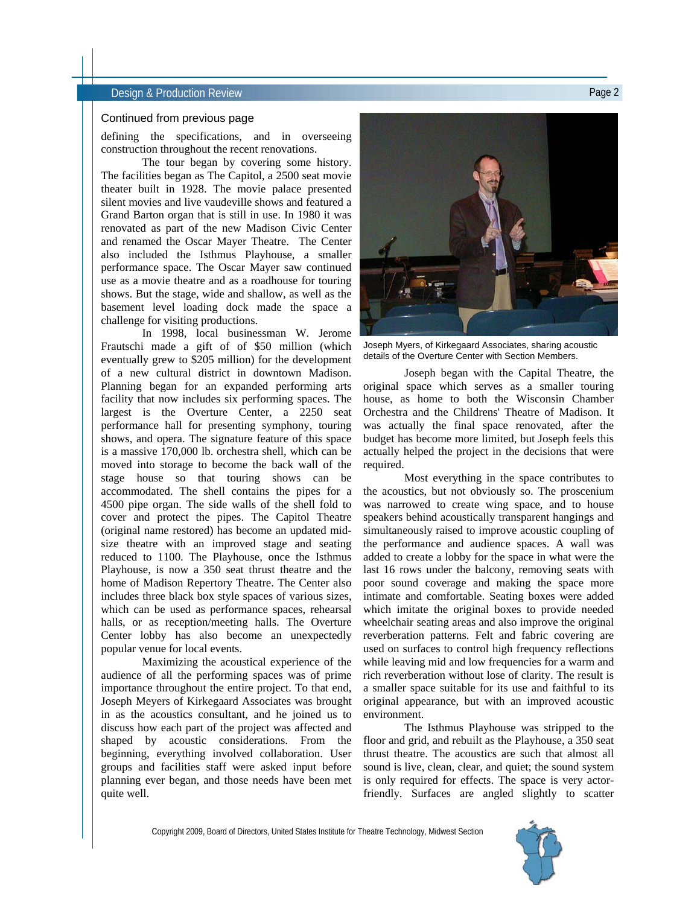Continued from previous page

defining the specifications, and in overseeing construction throughout the recent renovations.

The tour began by covering some history. The facilities began as The Capitol, a 2500 seat movie theater built in 1928. The movie palace presented silent movies and live vaudeville shows and featured a Grand Barton organ that is still in use. In 1980 it was renovated as part of the new Madison Civic Center and renamed the Oscar Mayer Theatre. The Center also included the Isthmus Playhouse, a smaller performance space. The Oscar Mayer saw continued use as a movie theatre and as a roadhouse for touring shows. But the stage, wide and shallow, as well as the basement level loading dock made the space a challenge for visiting productions.

In 1998, local businessman W. Jerome Frautschi made a gift of of $50 million (which eventually grew to $205 million) for the development of a new cultural district in downtown Madison. Planning began for an expanded performing arts facility that now includes six performing spaces. The largest is the Overture Center, a 2250 seat performance hall for presenting symphony, touring shows, and opera. The signature feature of this space is a massive 170,000 lb. orchestra shell, which can be moved into storage to become the back wall of the stage house so that touring shows can be accommodated. The shell contains the pipes for a 4500 pipe organ. The side walls of the shell fold to cover and protect the pipes. The Capitol Theatre (original name restored) has become an updated mid-size theatre with an improved stage and seating reduced to 1100. The Playhouse, once the Isthmus Playhouse, is now a 350 seat thrust theatre and the home of Madison Repertory Theatre. The Center also includes three black box style spaces of various sizes, which can be used as performance spaces, rehearsal halls, or as reception/meeting halls. The Overture Center lobby has also become an unexpectedly popular venue for local events.

Maximizing the acoustical experience of the audience of all the performing spaces was of prime importance throughout the entire project. To that end, Joseph Meyers of Kirkegaard Associates was brought in as the acoustics consultant, and he joined us to discuss how each part of the project was affected and shaped by acoustic considerations. From the beginning, everything involved collaboration. User groups and facilities staff were asked input before planning ever began, and those needs have been met quite well.

Joseph Myers, of Kirkegaard Associates, sharing acoustic details of the Overture Center with Section Members.

Joseph began with the Capital Theatre, the original space which serves as a smaller touring house, as home to both the Wisconsin Chamber Orchestra and the Childrens' Theatre of Madison. It was actually the final space renovated, after the budget has become more limited, but Joseph feels this actually helped the project in the decisions that were required.

Most everything in the space contributes to the acoustics, but not obviously so. The proscenium was narrowed to create wing space, and to house speakers behind acoustically transparent hangings and simultaneously raised to improve acoustic coupling of the performance and audience spaces. A wall was added to create a lobby for the space in what were the last 16 rows under the balcony, removing seats with poor sound coverage and making the space more intimate and comfortable. Seating boxes were added which imitate the original boxes to provide needed wheelchair seating areas and also improve the original reverberation patterns. Felt and fabric covering are used on surfaces to control high frequency reflections while leaving mid and low frequencies for a warm and rich reverberation without lose of clarity. The result is a smaller space suitable for its use and faithful to its original appearance, but with an improved acoustic environment.

The Isthmus Playhouse was stripped to the floor and grid, and rebuilt as the Playhouse, a 350 seat thrust theatre. The acoustics are such that almost all sound is live, clean, clear, and quiet; the sound system is only required for effects. The space is very actor-friendly. Surfaces are angled slightly to scatter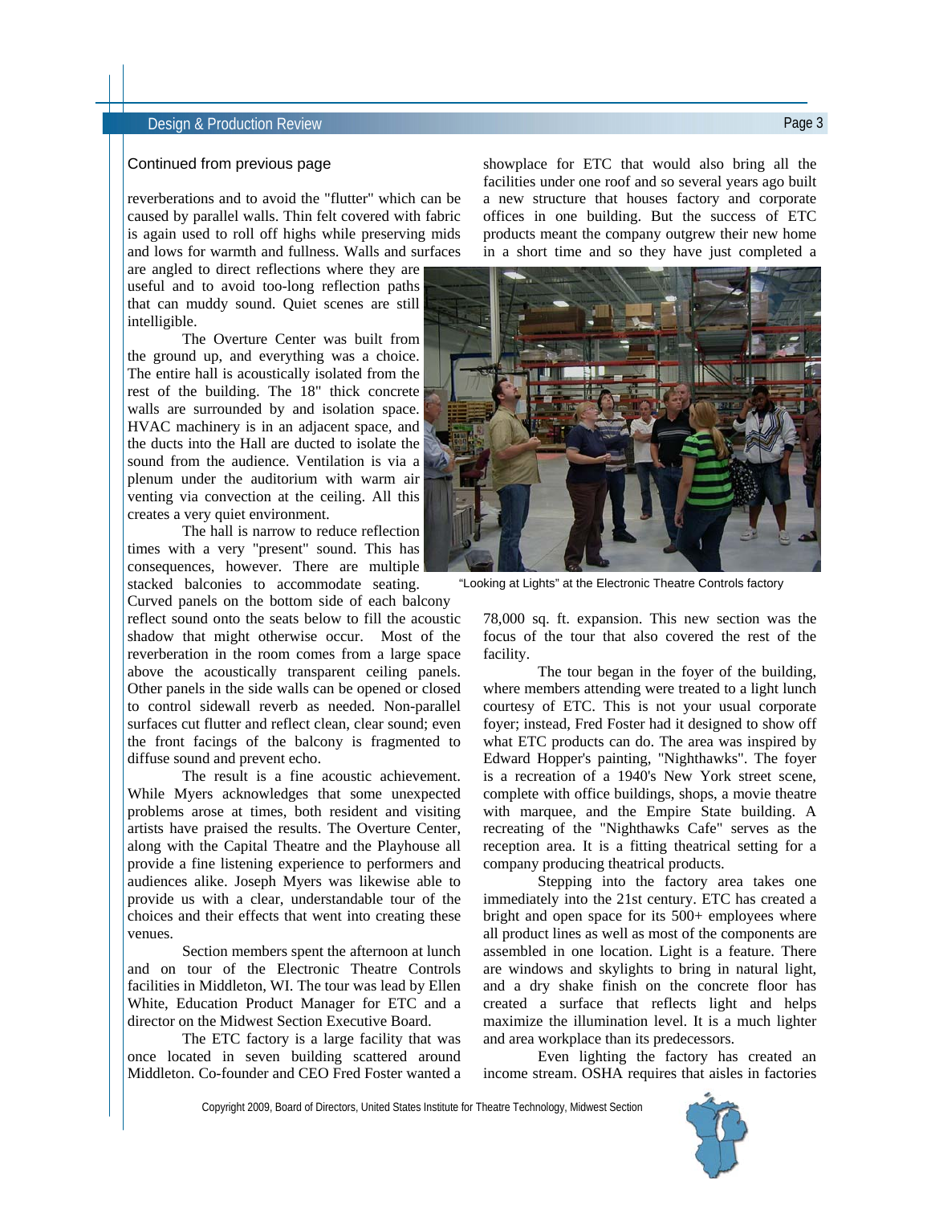Continued from previous page

reverberations and to avoid the "flutter" which can be caused by parallel walls. Thin felt covered with fabric is again used to roll off highs while preserving mids and lows for warmth and fullness. Walls and surfaces are angled to direct reflections where they are useful and to avoid too-long reflection paths that can muddy sound. Quiet scenes are still intelligible.

The Overture Center was built from the ground up, and everything was a choice. The entire hall is acoustically isolated from the rest of the building. The 18" thick concrete walls are surrounded by and isolation space. HVAC machinery is in an adjacent space, and the ducts into the Hall are ducted to isolate the sound from the audience. Ventilation is via a plenum under the auditorium with warm air venting via convection at the ceiling. All this creates a very quiet environment.

The hall is narrow to reduce reflection times with a very "present" sound. This has consequences, however. There are multiple stacked balconies to accommodate seating. Curved panels on the bottom side of each balcony reflect sound onto the seats below to fill the acoustic shadow that might otherwise occur. Most of the reverberation in the room comes from a large space above the acoustically transparent ceiling panels. Other panels in the side walls can be opened or closed to control sidewall reverb as needed. Non-parallel surfaces cut flutter and reflect clean, clear sound; even the front facings of the balcony is fragmented to diffuse sound and prevent echo.

The result is a fine acoustic achievement. While Myers acknowledges that some unexpected problems arose at times, both resident and visiting artists have praised the results. The Overture Center, along with the Capital Theatre and the Playhouse all provide a fine listening experience to performers and audiences alike. Joseph Myers was likewise able to provide us with a clear, understandable tour of the choices and their effects that went into creating these venues.

Section members spent the afternoon at lunch and on tour of the Electronic Theatre Controls facilities in Middleton, WI. The tour was lead by Ellen White, Education Product Manager for ETC and a director on the Midwest Section Executive Board.

The ETC factory is a large facility that was once located in seven building scattered around Middleton. Co-founder and CEO Fred Foster wanted a showplace for ETC that would also bring all the facilities under one roof and so several years ago built a new structure that houses factory and corporate offices in one building. But the success of ETC products meant the company outgrew their new home in a short time and so they have just completed a 78,000 sq. ft. expansion. This new section was the focus of the tour that also covered the rest of the facility.

"Looking at Lights" at the Electronic Theatre Controls factory

The tour began in the foyer of the building, where members attending were treated to a light lunch courtesy of ETC. This is not your usual corporate foyer; instead, Fred Foster had it designed to show off what ETC products can do. The area was inspired by Edward Hopper's painting, "Nighthawks". The foyer is a recreation of a 1940's New York street scene, complete with office buildings, shops, a movie theatre with marquee, and the Empire State building. A recreating of the "Nighthawks Cafe" serves as the reception area. It is a fitting theatrical setting for a company producing theatrical products.

Stepping into the factory area takes one immediately into the 21st century. ETC has created a bright and open space for its 500+ employees where all product lines as well as most of the components are assembled in one location. Light is a feature. There are windows and skylights to bring in natural light, and a dry shake finish on the concrete floor has created a surface that reflects light and helps maximize the illumination level. It is a much lighter and area workplace than its predecessors.

Even lighting the factory has created an income stream. OSHA requires that aisles in factories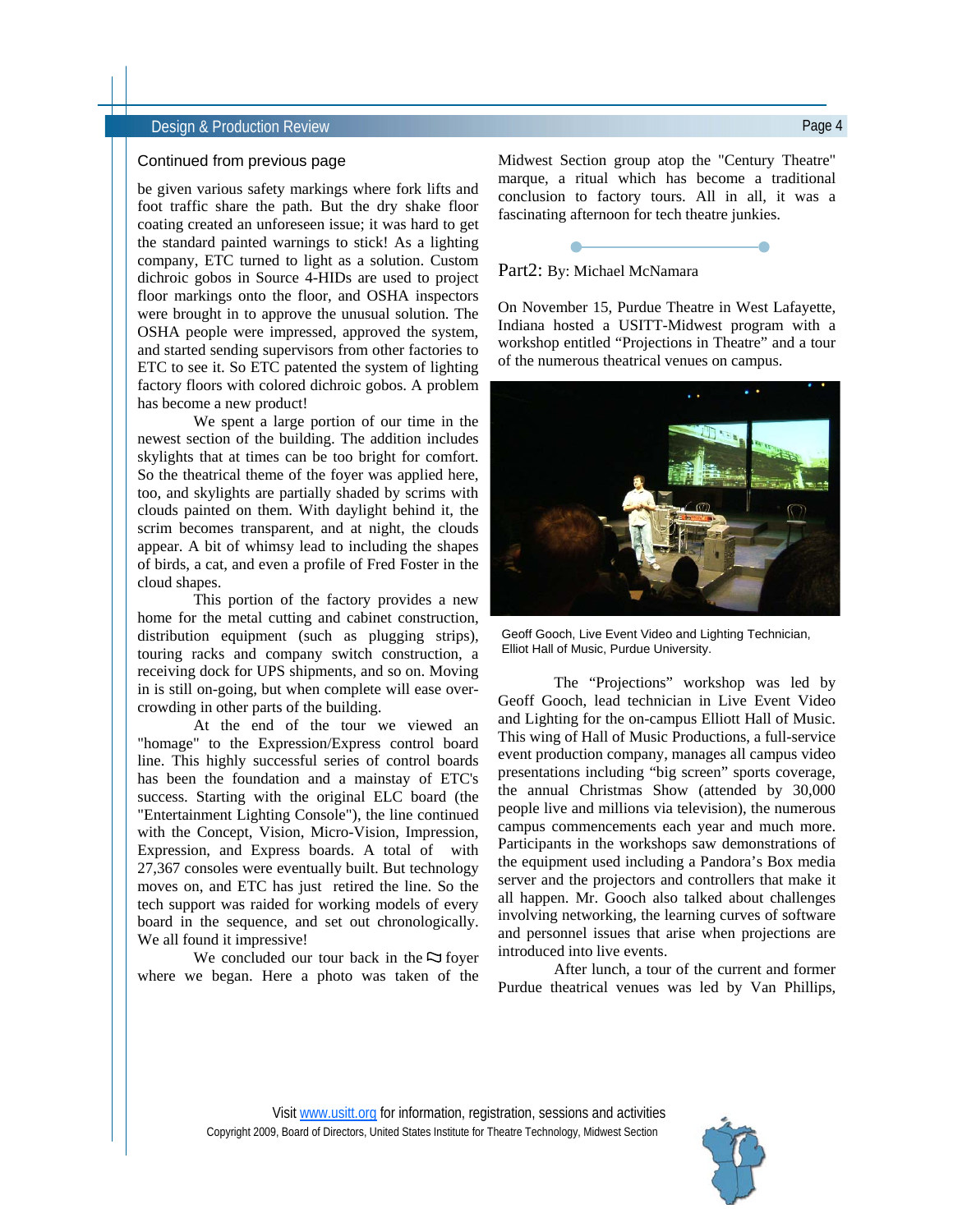Continued from previous page

be given various safety markings where fork lifts and foot traffic share the path. But the dry shake floor coating created an unforeseen issue; it was hard to get the standard painted warnings to stick! As a lighting company, ETC turned to light as a solution. Custom dichroic gobos in Source 4-HIDs are used to project floor markings onto the floor, and OSHA inspectors were brought in to approve the unusual solution. The OSHA people were impressed, approved the system, and started sending supervisors from other factories to ETC to see it. So ETC patented the system of lighting factory floors with colored dichroic gobos. A problem has become a new product!

We spent a large portion of our time in the newest section of the building. The addition includes skylights that at times can be too bright for comfort. So the theatrical theme of the foyer was applied here, too, and skylights are partially shaded by scrims with clouds painted on them. With daylight behind it, the scrim becomes transparent, and at night, the clouds appear. A bit of whimsy lead to including the shapes of birds, a cat, and even a profile of Fred Foster in the cloud shapes.

This portion of the factory provides a new home for the metal cutting and cabinet construction, distribution equipment (such as plugging strips), touring racks and company switch construction, a receiving dock for UPS shipments, and so on. Moving in is still on-going, but when complete will ease over-crowding in other parts of the building.

At the end of the tour we viewed an "homage" to the Expression/Express control board line. This highly successful series of control boards has been the foundation and a mainstay of ETC's success. Starting with the original ELC board (the "Entertainment Lighting Console"), the line continued with the Concept, Vision, Micro-Vision, Impression, Expression, and Express boards. A total of with 27,367 consoles were eventually built. But technology moves on, and ETC has just retired the line. So the tech support was raided for working models of every board in the sequence, and set out chronologically. We all found it impressive!

We concluded our tour back in the ⛆ foyer where we began. Here a photo was taken of the Midwest Section group atop the "Century Theatre" marque, a ritual which has become a traditional conclusion to factory tours. All in all, it was a fascinating afternoon for tech theatre junkies.

## Part2: By: Michael McNamara

On November 15, Purdue Theatre in West Lafayette, Indiana hosted a USITT-Midwest program with a workshop entitled “Projections in Theatre” and a tour of the numerous theatrical venues on campus.

Geoff Gooch, Live Event Video and Lighting Technician, Elliot Hall of Music, Purdue University.

The “Projections” workshop was led by Geoff Gooch, lead technician in Live Event Video and Lighting for the on-campus Elliott Hall of Music. This wing of Hall of Music Productions, a full-service event production company, manages all campus video presentations including “big screen” sports coverage, the annual Christmas Show (attended by 30,000 people live and millions via television), the numerous campus commencements each year and much more. Participants in the workshops saw demonstrations of the equipment used including a Pandora’s Box media server and the projectors and controllers that make it all happen. Mr. Gooch also talked about challenges involving networking, the learning curves of software and personnel issues that arise when projections are introduced into live events.

After lunch, a tour of the current and former Purdue theatrical venues was led by Van Phillips,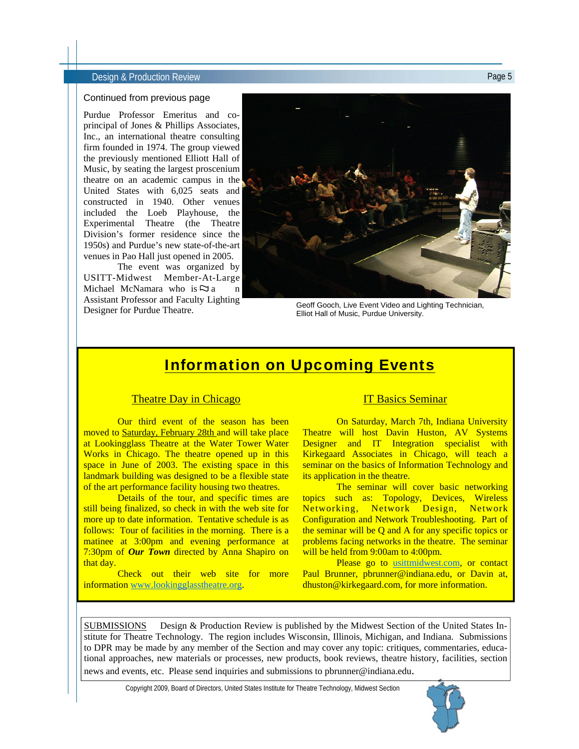Continued from previous page

Purdue Professor Emeritus and co-principal of Jones & Phillips Associates, Inc., an international theatre consulting firm founded in 1974. The group viewed the previously mentioned Elliott Hall of Music, by seating the largest proscenium theatre on an academic campus in the United States with 6,025 seats and constructed in 1940. Other venues included the Loeb Playhouse, the Experimental Theatre (the Theatre Division's former residence since the 1950s) and Purdue's new state-of-the-art venues in Pao Hall just opened in 2005.

The event was organized by USITT-Midwest Member-At-Large Michael McNamara who is a n Assistant Professor and Faculty Lighting Designer for Purdue Theatre.

Geoff Gooch, Live Event Video and Lighting Technician, Elliot Hall of Music, Purdue University.

## Information on Upcoming Events

### Theatre Day in Chicago

Our third event of the season has been moved to Saturday, February 28th and will take place at Lookingglass Theatre at the Water Tower Water Works in Chicago. The theatre opened up in this space in June of 2003. The existing space in this landmark building was designed to be a flexible state of the art performance facility housing two theatres.

Details of the tour, and specific times are still being finalized, so check in with the web site for more up to date information. Tentative schedule is as follows: Tour of facilities in the morning. There is a matinee at 3:00pm and evening performance at 7:30pm of ***Our Town*** directed by Anna Shapiro on that day.

Check out their web site for more information www.lookingglasstheatre.org.

### IT Basics Seminar

On Saturday, March 7th, Indiana University Theatre will host Davin Huston, AV Systems Designer and IT Integration specialist with Kirkegaard Associates in Chicago, will teach a seminar on the basics of Information Technology and its application in the theatre.

The seminar will cover basic networking topics such as: Topology, Devices, Wireless Networking, Network Design, Network Configuration and Network Troubleshooting. Part of the seminar will be Q and A for any specific topics or problems facing networks in the theatre. The seminar will be held from 9:00am to 4:00pm.

Please go to usittmidwest.com, or contact Paul Brunner, pbrunner@indiana.edu, or Davin at, dhuston@kirkegaard.com, for more information.

SUBMISSIONS Design & Production Review is published by the Midwest Section of the United States Institute for Theatre Technology. The region includes Wisconsin, Illinois, Michigan, and Indiana. Submissions to DPR may be made by any member of the Section and may cover any topic: critiques, commentaries, educational approaches, new materials or processes, new products, book reviews, theatre history, facilities, section news and events, etc. Please send inquiries and submissions to pbrunner@indiana.edu.

Copyright 2009, Board of Directors, United States Institute for Theatre Technology, Midwest Section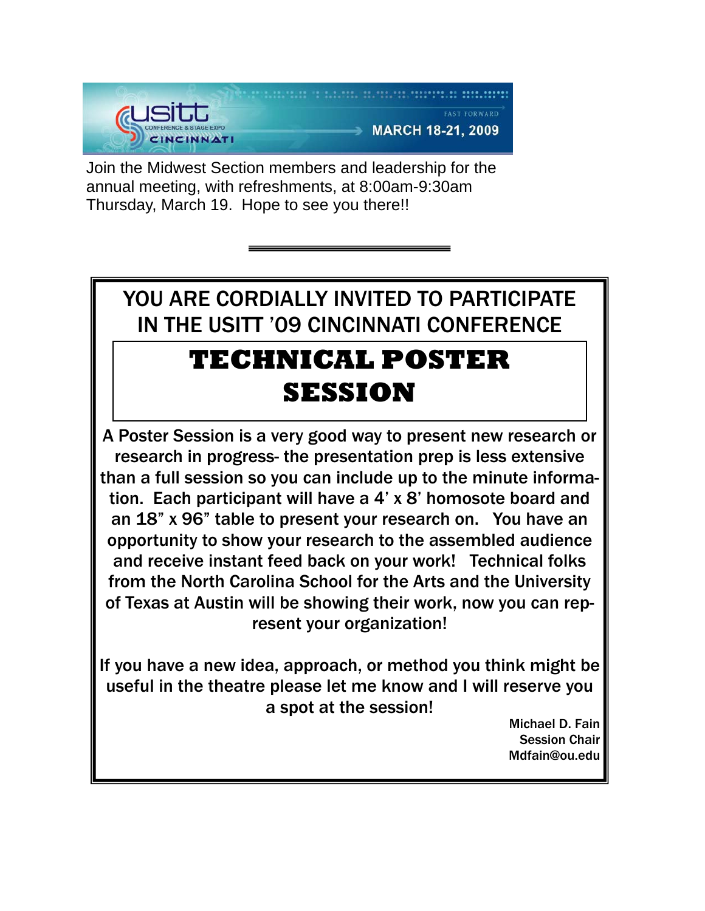usitt CONFERENCE & STAGE EXPO CINCINNATI

FAST FORWARD

MARCH 18-21, 2009

Join the Midwest Section members and leadership for the annual meeting, with refreshments, at 8:00am-9:30am Thursday, March 19. Hope to see you there!!

---

YOU ARE CORDIALLY INVITED TO PARTICIPATE IN THE USITT '09 CINCINNATI CONFERENCE

# TECHNICAL POSTER SESSION

A Poster Session is a very good way to present new research or research in progress- the presentation prep is less extensive than a full session so you can include up to the minute information. Each participant will have a 4' x 8' homosote board and an 18" x 96" table to present your research on. You have an opportunity to show your research to the assembled audience and receive instant feed back on your work! Technical folks from the North Carolina School for the Arts and the University of Texas at Austin will be showing their work, now you can represent your organization!

If you have a new idea, approach, or method you think might be useful in the theatre please let me know and I will reserve you a spot at the session!

Michael D. Fain
Session Chair
Mdfain@ou.edu